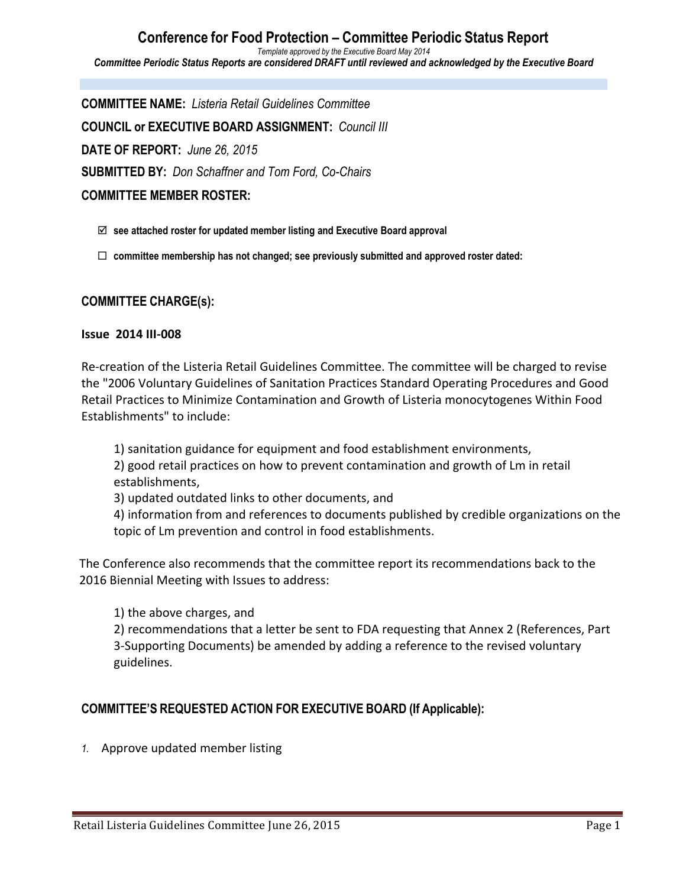# Conference for Food Protection – Committee Periodic Status Report

*Template approved by the Executive Board May 2014*

***Committee Periodic Status Reports are considered DRAFT until reviewed and acknowledged by the Executive Board***

**COMMITTEE NAME:** *Listeria Retail Guidelines Committee*

**COUNCIL or EXECUTIVE BOARD ASSIGNMENT:** *Council III*

**DATE OF REPORT:** *June 26, 2015*

**SUBMITTED BY:** *Don Schaffner and Tom Ford, Co-Chairs*

**COMMITTEE MEMBER ROSTER:**

- ☑ **see attached roster for updated member listing and Executive Board approval**
- ☐ **committee membership has not changed; see previously submitted and approved roster dated:**

## COMMITTEE CHARGE(s):

**Issue 2014 III-008**

Re-creation of the Listeria Retail Guidelines Committee. The committee will be charged to revise the "2006 Voluntary Guidelines of Sanitation Practices Standard Operating Procedures and Good Retail Practices to Minimize Contamination and Growth of Listeria monocytogenes Within Food Establishments" to include:

1) sanitation guidance for equipment and food establishment environments,
2) good retail practices on how to prevent contamination and growth of Lm in retail establishments,
3) updated outdated links to other documents, and
4) information from and references to documents published by credible organizations on the topic of Lm prevention and control in food establishments.

The Conference also recommends that the committee report its recommendations back to the 2016 Biennial Meeting with Issues to address:

1) the above charges, and
2) recommendations that a letter be sent to FDA requesting that Annex 2 (References, Part 3-Supporting Documents) be amended by adding a reference to the revised voluntary guidelines.

## COMMITTEE'S REQUESTED ACTION FOR EXECUTIVE BOARD (If Applicable):

1. Approve updated member listing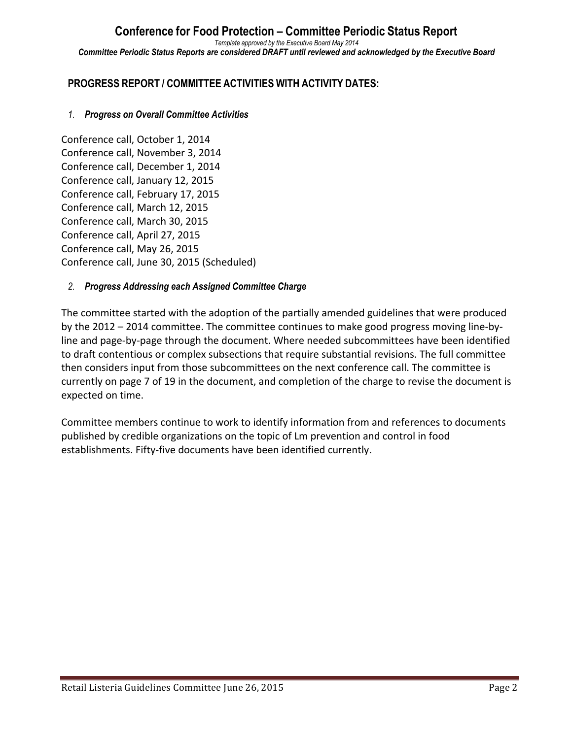## PROGRESS REPORT / COMMITTEE ACTIVITIES WITH ACTIVITY DATES:

1. ***Progress on Overall Committee Activities***

Conference call, October 1, 2014
Conference call, November 3, 2014
Conference call, December 1, 2014
Conference call, January 12, 2015
Conference call, February 17, 2015
Conference call, March 12, 2015
Conference call, March 30, 2015
Conference call, April 27, 2015
Conference call, May 26, 2015
Conference call, June 30, 2015 (Scheduled)

2. ***Progress Addressing each Assigned Committee Charge***

The committee started with the adoption of the partially amended guidelines that were produced by the 2012 – 2014 committee. The committee continues to make good progress moving line-by-line and page-by-page through the document. Where needed subcommittees have been identified to draft contentious or complex subsections that require substantial revisions. The full committee then considers input from those subcommittees on the next conference call. The committee is currently on page 7 of 19 in the document, and completion of the charge to revise the document is expected on time.

Committee members continue to work to identify information from and references to documents published by credible organizations on the topic of Lm prevention and control in food establishments. Fifty-five documents have been identified currently.